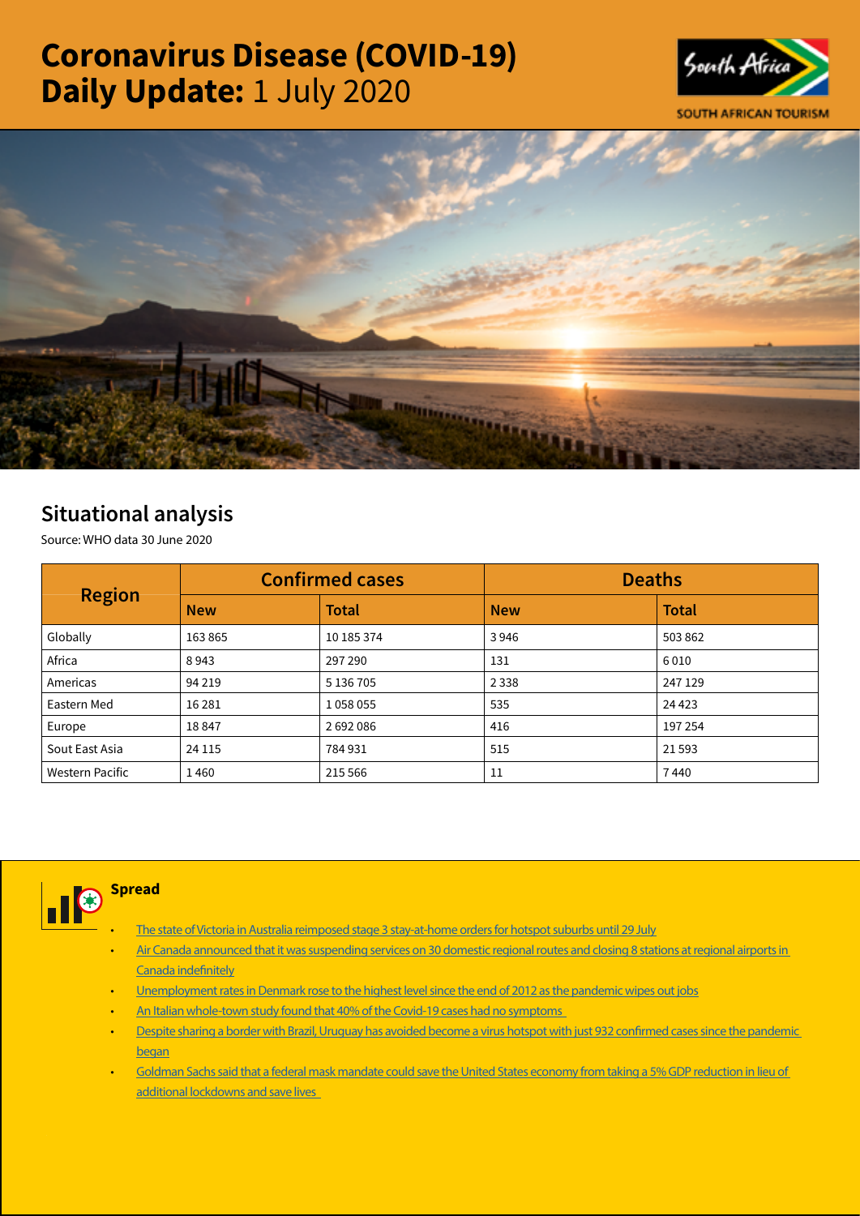# Coronavirus Disease (COVID-19) Daily Update: 1 July 2020

SOUTH AFRICAN TOURISM

## Situational analysis

Source: WHO data 30 June 2020

| Region | Confirmed cases | | Deaths | |
|---|---|---|---|---|
| | New | Total | New | Total |
| Globally | 163 865 | 10 185 374 | 3 946 | 503 862 |
| Africa | 8 943 | 297 290 | 131 | 6 010 |
| Americas | 94 219 | 5 136 705 | 2 338 | 247 129 |
| Eastern Med | 16 281 | 1 058 055 | 535 | 24 423 |
| Europe | 18 847 | 2 692 086 | 416 | 197 254 |
| Sout East Asia | 24 115 | 784 931 | 515 | 21 593 |
| Western Pacific | 1 460 | 215 566 | 11 | 7 440 |

### Spread

- The state of Victoria in Australia reimposed stage 3 stay-at-home orders for hotspot suburbs until 29 July
- Air Canada announced that it was suspending services on 30 domestic regional routes and closing 8 stations at regional airports in Canada indefinitely
- Unemployment rates in Denmark rose to the highest level since the end of 2012 as the pandemic wipes out jobs
- An Italian whole-town study found that 40% of the Covid-19 cases had no symptoms
- Despite sharing a border with Brazil, Uruguay has avoided become a virus hotspot with just 932 confirmed cases since the pandemic began
- Goldman Sachs said that a federal mask mandate could save the United States economy from taking a 5% GDP reduction in lieu of additional lockdowns and save lives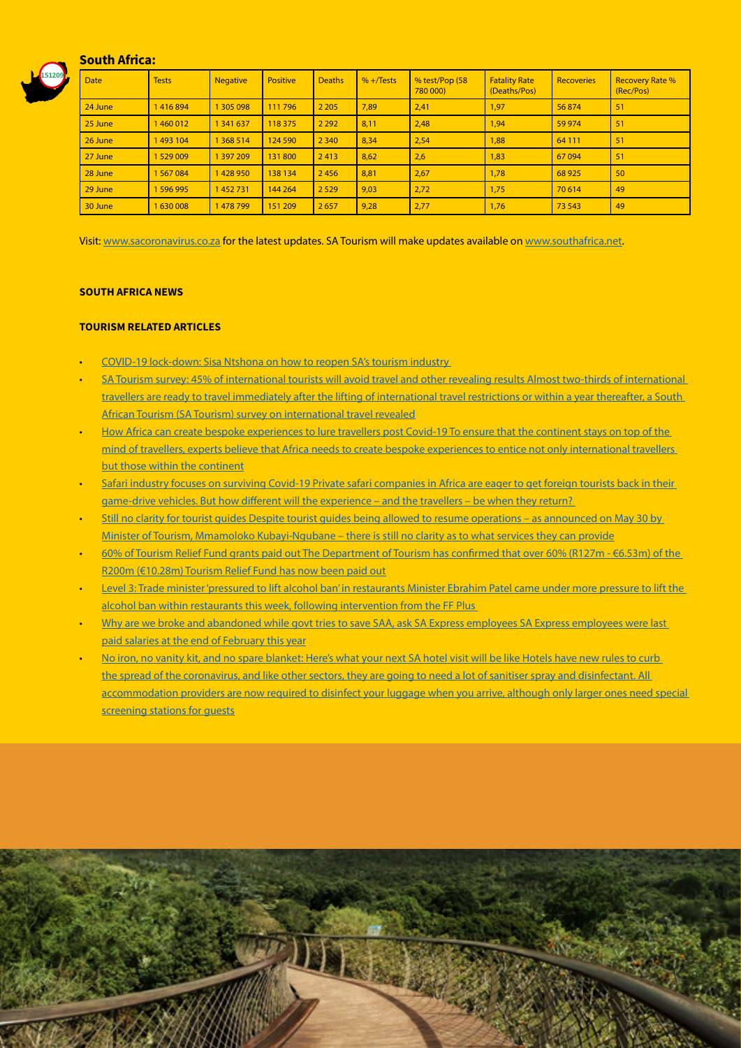## South Africa:

| Date | Tests | Negative | Positive | Deaths | % +/Tests | % test/Pop (58 780 000) | Fatality Rate (Deaths/Pos) | Recoveries | Recovery Rate % (Rec/Pos) |
|---|---|---|---|---|---|---|---|---|---|
| 24 June | 1 416 894 | 1 305 098 | 111 796 | 2 205 | 7,89 | 2,41 | 1,97 | 56 874 | 51 |
| 25 June | 1 460 012 | 1 341 637 | 118 375 | 2 292 | 8,11 | 2,48 | 1,94 | 59 974 | 51 |
| 26 June | 1 493 104 | 1 368 514 | 124 590 | 2 340 | 8,34 | 2,54 | 1,88 | 64 111 | 51 |
| 27 June | 1 529 009 | 1 397 209 | 131 800 | 2 413 | 8,62 | 2,6 | 1,83 | 67 094 | 51 |
| 28 June | 1 567 084 | 1 428 950 | 138 134 | 2 456 | 8,81 | 2,67 | 1,78 | 68 925 | 50 |
| 29 June | 1 596 995 | 1 452 731 | 144 264 | 2 529 | 9,03 | 2,72 | 1,75 | 70 614 | 49 |
| 30 June | 1 630 008 | 1 478 799 | 151 209 | 2 657 | 9,28 | 2,77 | 1,76 | 73 543 | 49 |

Visit: www.sacoronavirus.co.za for the latest updates. SA Tourism will make updates available on www.southafrica.net.

**SOUTH AFRICA NEWS**

**TOURISM RELATED ARTICLES**

- COVID-19 lock-down: Sisa Ntshona on how to reopen SA's tourism industry
- SA Tourism survey: 45% of international tourists will avoid travel and other revealing results Almost two-thirds of international travellers are ready to travel immediately after the lifting of international travel restrictions or within a year thereafter, a South African Tourism (SA Tourism) survey on international travel revealed
- How Africa can create bespoke experiences to lure travellers post Covid-19 To ensure that the continent stays on top of the mind of travellers, experts believe that Africa needs to create bespoke experiences to entice not only international travellers but those within the continent
- Safari industry focuses on surviving Covid-19 Private safari companies in Africa are eager to get foreign tourists back in their game-drive vehicles. But how different will the experience – and the travellers – be when they return?
- Still no clarity for tourist guides Despite tourist guides being allowed to resume operations – as announced on May 30 by Minister of Tourism, Mmamoloko Kubayi-Ngubane – there is still no clarity as to what services they can provide
- 60% of Tourism Relief Fund grants paid out The Department of Tourism has confirmed that over 60% (R127m - €6.53m) of the R200m (€10.28m) Tourism Relief Fund has now been paid out
- Level 3: Trade minister 'pressured to lift alcohol ban' in restaurants Minister Ebrahim Patel came under more pressure to lift the alcohol ban within restaurants this week, following intervention from the FF Plus
- Why are we broke and abandoned while govt tries to save SAA, ask SA Express employees SA Express employees were last paid salaries at the end of February this year
- No iron, no vanity kit, and no spare blanket: Here's what your next SA hotel visit will be like Hotels have new rules to curb the spread of the coronavirus, and like other sectors, they are going to need a lot of sanitiser spray and disinfectant. All accommodation providers are now required to disinfect your luggage when you arrive, although only larger ones need special screening stations for guests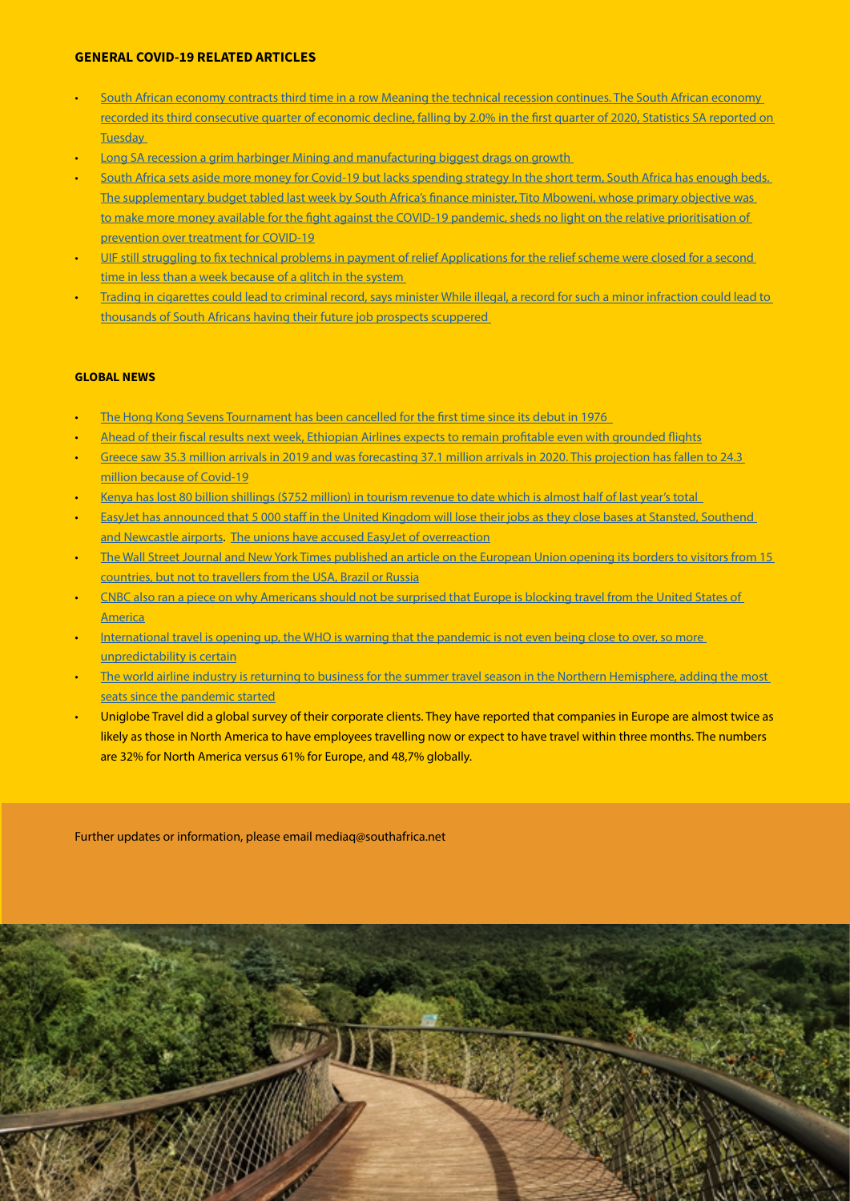## GENERAL COVID-19 RELATED ARTICLES

- South African economy contracts third time in a row Meaning the technical recession continues. The South African economy recorded its third consecutive quarter of economic decline, falling by 2.0% in the first quarter of 2020, Statistics SA reported on Tuesday
- Long SA recession a grim harbinger Mining and manufacturing biggest drags on growth
- South Africa sets aside more money for Covid-19 but lacks spending strategy In the short term, South Africa has enough beds. The supplementary budget tabled last week by South Africa's finance minister, Tito Mboweni, whose primary objective was to make more money available for the fight against the COVID-19 pandemic, sheds no light on the relative prioritisation of prevention over treatment for COVID-19
- UIF still struggling to fix technical problems in payment of relief Applications for the relief scheme were closed for a second time in less than a week because of a glitch in the system
- Trading in cigarettes could lead to criminal record, says minister While illegal, a record for such a minor infraction could lead to thousands of South Africans having their future job prospects scuppered

## GLOBAL NEWS

- The Hong Kong Sevens Tournament has been cancelled for the first time since its debut in 1976
- Ahead of their fiscal results next week, Ethiopian Airlines expects to remain profitable even with grounded flights
- Greece saw 35.3 million arrivals in 2019 and was forecasting 37.1 million arrivals in 2020. This projection has fallen to 24.3 million because of Covid-19
- Kenya has lost 80 billion shillings ($752 million) in tourism revenue to date which is almost half of last year's total
- EasyJet has announced that 5 000 staff in the United Kingdom will lose their jobs as they close bases at Stansted, Southend and Newcastle airports. The unions have accused EasyJet of overreaction
- The Wall Street Journal and New York Times published an article on the European Union opening its borders to visitors from 15 countries, but not to travellers from the USA, Brazil or Russia
- CNBC also ran a piece on why Americans should not be surprised that Europe is blocking travel from the United States of America
- International travel is opening up, the WHO is warning that the pandemic is not even being close to over, so more unpredictability is certain
- The world airline industry is returning to business for the summer travel season in the Northern Hemisphere, adding the most seats since the pandemic started
- Uniglobe Travel did a global survey of their corporate clients. They have reported that companies in Europe are almost twice as likely as those in North America to have employees travelling now or expect to have travel within three months. The numbers are 32% for North America versus 61% for Europe, and 48,7% globally.

Further updates or information, please email mediaq@southafrica.net